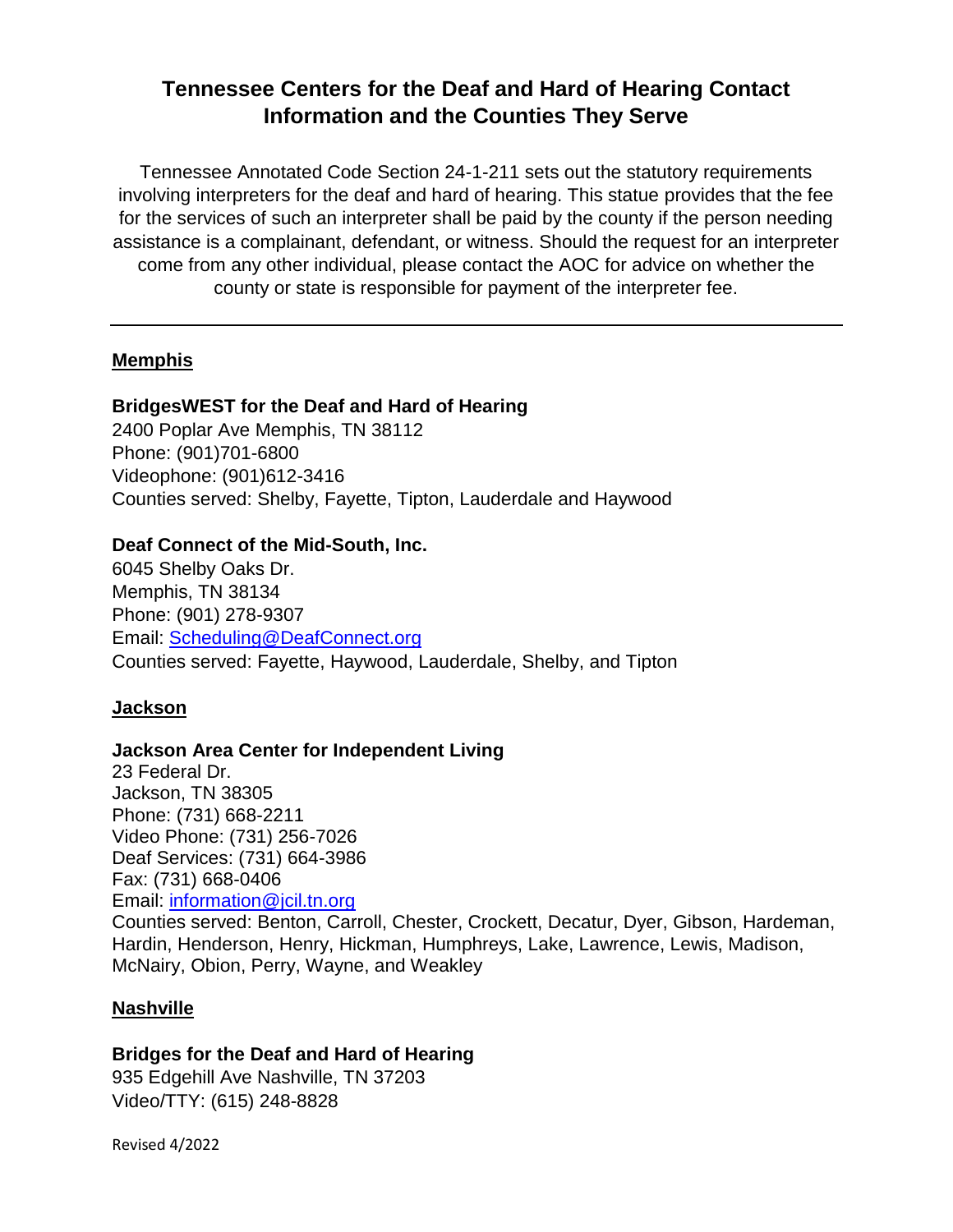# Tennessee Centers for the Deaf and Hard of Hearing Contact Information and the Counties They Serve

Tennessee Annotated Code Section 24-1-211 sets out the statutory requirements involving interpreters for the deaf and hard of hearing. This statue provides that the fee for the services of such an interpreter shall be paid by the county if the person needing assistance is a complainant, defendant, or witness. Should the request for an interpreter come from any other individual, please contact the AOC for advice on whether the county or state is responsible for payment of the interpreter fee.

---

## Memphis

**BridgesWEST for the Deaf and Hard of Hearing**
2400 Poplar Ave Memphis, TN 38112
Phone: (901)701-6800
Videophone: (901)612-3416
Counties served: Shelby, Fayette, Tipton, Lauderdale and Haywood

**Deaf Connect of the Mid-South, Inc.**
6045 Shelby Oaks Dr.
Memphis, TN 38134
Phone: (901) 278-9307
Email: Scheduling@DeafConnect.org
Counties served: Fayette, Haywood, Lauderdale, Shelby, and Tipton

## Jackson

**Jackson Area Center for Independent Living**
23 Federal Dr.
Jackson, TN 38305
Phone: (731) 668-2211
Video Phone: (731) 256-7026
Deaf Services: (731) 664-3986
Fax: (731) 668-0406
Email: information@jcil.tn.org
Counties served: Benton, Carroll, Chester, Crockett, Decatur, Dyer, Gibson, Hardeman, Hardin, Henderson, Henry, Hickman, Humphreys, Lake, Lawrence, Lewis, Madison, McNairy, Obion, Perry, Wayne, and Weakley

## Nashville

**Bridges for the Deaf and Hard of Hearing**
935 Edgehill Ave Nashville, TN 37203
Video/TTY: (615) 248-8828

Revised 4/2022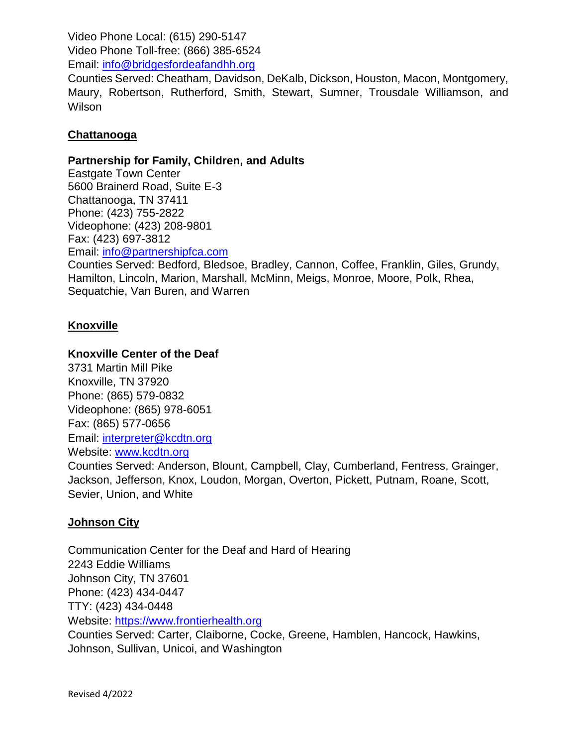Video Phone Local: (615) 290-5147
Video Phone Toll-free: (866) 385-6524
Email: info@bridgesfordeafandhh.org
Counties Served: Cheatham, Davidson, DeKalb, Dickson, Houston, Macon, Montgomery, Maury, Robertson, Rutherford, Smith, Stewart, Sumner, Trousdale Williamson, and Wilson

## Chattanooga

**Partnership for Family, Children, and Adults**
Eastgate Town Center
5600 Brainerd Road, Suite E-3
Chattanooga, TN 37411
Phone: (423) 755-2822
Videophone: (423) 208-9801
Fax: (423) 697-3812
Email: info@partnershipfca.com
Counties Served: Bedford, Bledsoe, Bradley, Cannon, Coffee, Franklin, Giles, Grundy, Hamilton, Lincoln, Marion, Marshall, McMinn, Meigs, Monroe, Moore, Polk, Rhea, Sequatchie, Van Buren, and Warren

## Knoxville

**Knoxville Center of the Deaf**
3731 Martin Mill Pike
Knoxville, TN 37920
Phone: (865) 579-0832
Videophone: (865) 978-6051
Fax: (865) 577-0656
Email: interpreter@kcdtn.org
Website: www.kcdtn.org
Counties Served: Anderson, Blount, Campbell, Clay, Cumberland, Fentress, Grainger, Jackson, Jefferson, Knox, Loudon, Morgan, Overton, Pickett, Putnam, Roane, Scott, Sevier, Union, and White

## Johnson City

Communication Center for the Deaf and Hard of Hearing
2243 Eddie Williams
Johnson City, TN 37601
Phone: (423) 434-0447
TTY: (423) 434-0448
Website: https://www.frontierhealth.org
Counties Served: Carter, Claiborne, Cocke, Greene, Hamblen, Hancock, Hawkins, Johnson, Sullivan, Unicoi, and Washington

Revised 4/2022